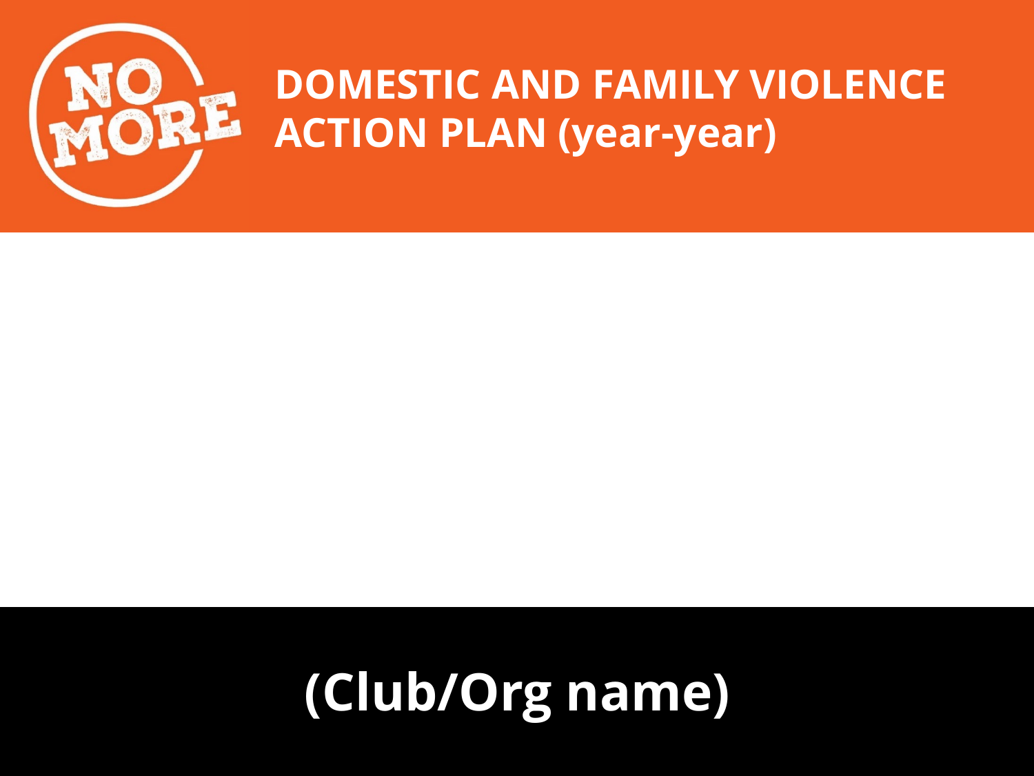NO MORE

# DOMESTIC AND FAMILY VIOLENCE ACTION PLAN (year-year)

## (Club/Org name)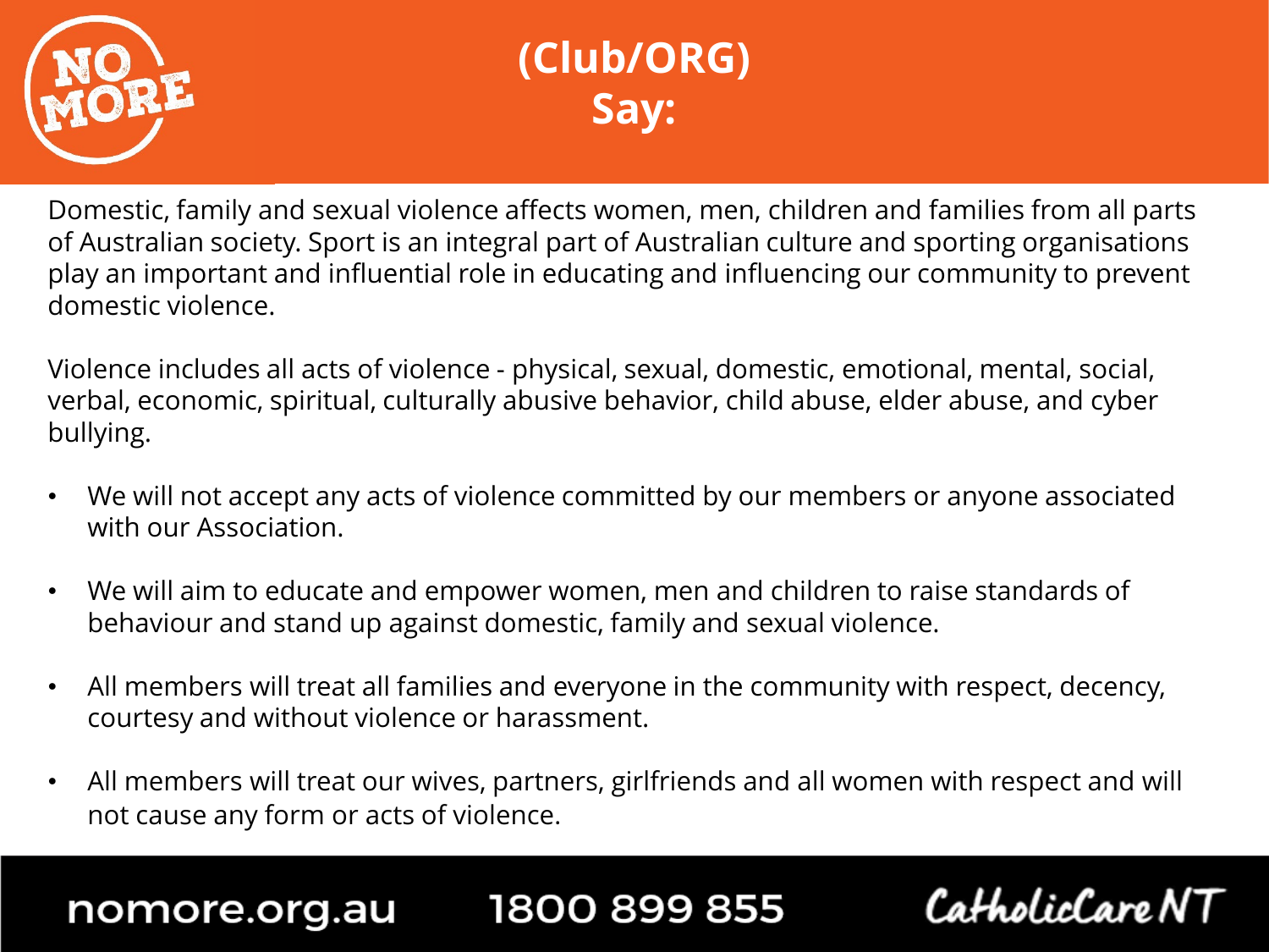# (Club/ORG) Say:

Domestic, family and sexual violence affects women, men, children and families from all parts of Australian society. Sport is an integral part of Australian culture and sporting organisations play an important and influential role in educating and influencing our community to prevent domestic violence.

Violence includes all acts of violence - physical, sexual, domestic, emotional, mental, social, verbal, economic, spiritual, culturally abusive behavior, child abuse, elder abuse, and cyber bullying.

- We will not accept any acts of violence committed by our members or anyone associated with our Association.
- We will aim to educate and empower women, men and children to raise standards of behaviour and stand up against domestic, family and sexual violence.
- All members will treat all families and everyone in the community with respect, decency, courtesy and without violence or harassment.
- All members will treat our wives, partners, girlfriends and all women with respect and will not cause any form or acts of violence.

nomore.org.au 1800 899 855 CatholicCare NT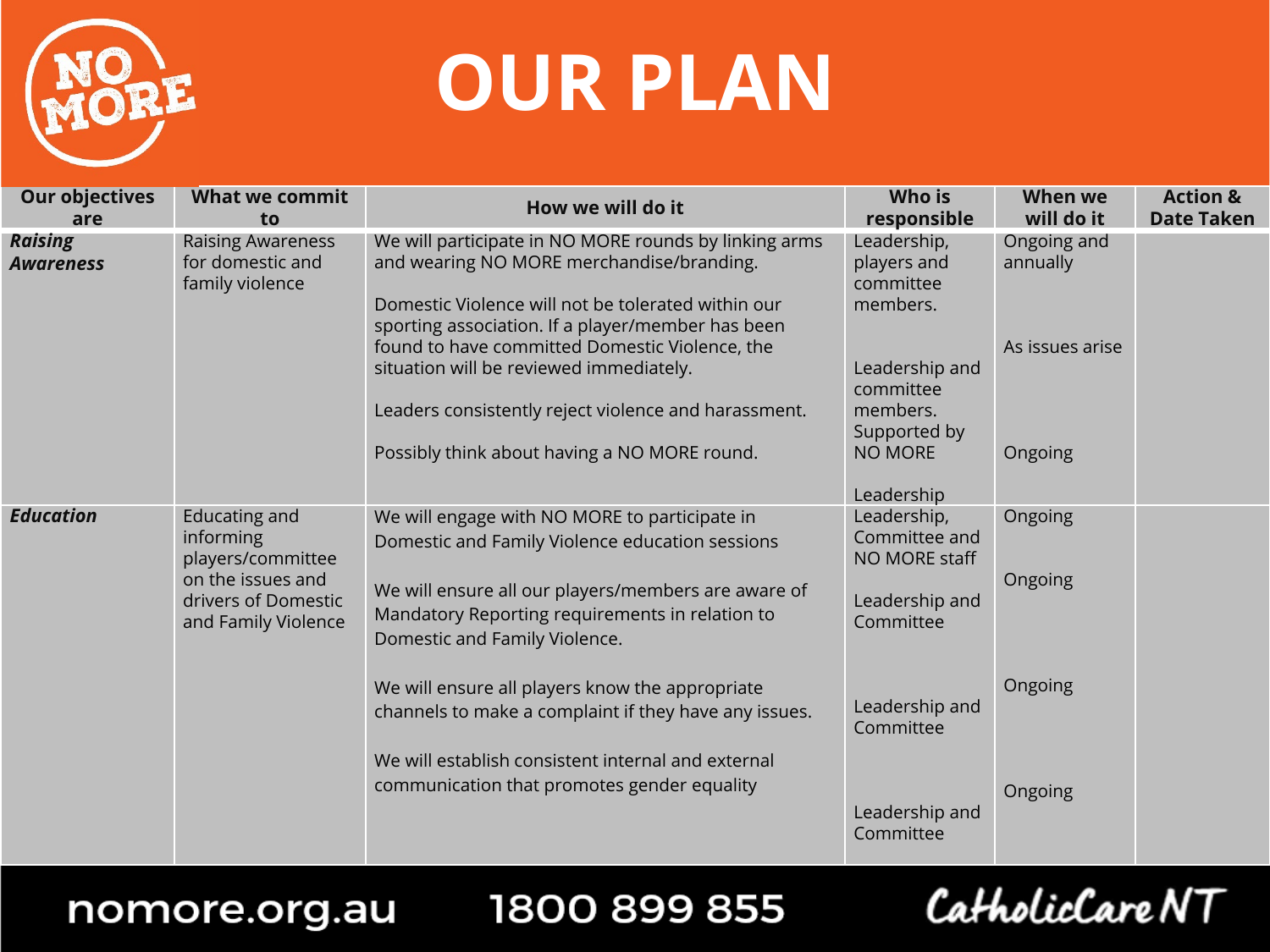# OUR PLAN

| Our objectives are | What we commit to | How we will do it | Who is responsible | When we will do it | Action & Date Taken |
|---|---|---|---|---|---|
| ***Raising Awareness*** | Raising Awareness for domestic and family violence | We will participate in NO MORE rounds by linking arms and wearing NO MORE merchandise/branding. | Leadership, players and committee members. | Ongoing and annually | |
| | | Domestic Violence will not be tolerated within our sporting association. If a player/member has been found to have committed Domestic Violence, the situation will be reviewed immediately. | Leadership and committee members. Supported by NO MORE | As issues arise | |
| | | Leaders consistently reject violence and harassment. | | | |
| | | Possibly think about having a NO MORE round. | Leadership | Ongoing | |
| ***Education*** | Educating and informing players/committee on the issues and drivers of Domestic and Family Violence | We will engage with NO MORE to participate in Domestic and Family Violence education sessions | Leadership, Committee and NO MORE staff | Ongoing | |
| | | We will ensure all our players/members are aware of Mandatory Reporting requirements in relation to Domestic and Family Violence. | Leadership and Committee | Ongoing | |
| | | We will ensure all players know the appropriate channels to make a complaint if they have any issues. | Leadership and Committee | Ongoing | |
| | | We will establish consistent internal and external communication that promotes gender equality | Leadership and Committee | Ongoing | |

nomore.org.au 1800 899 855 CatholicCare NT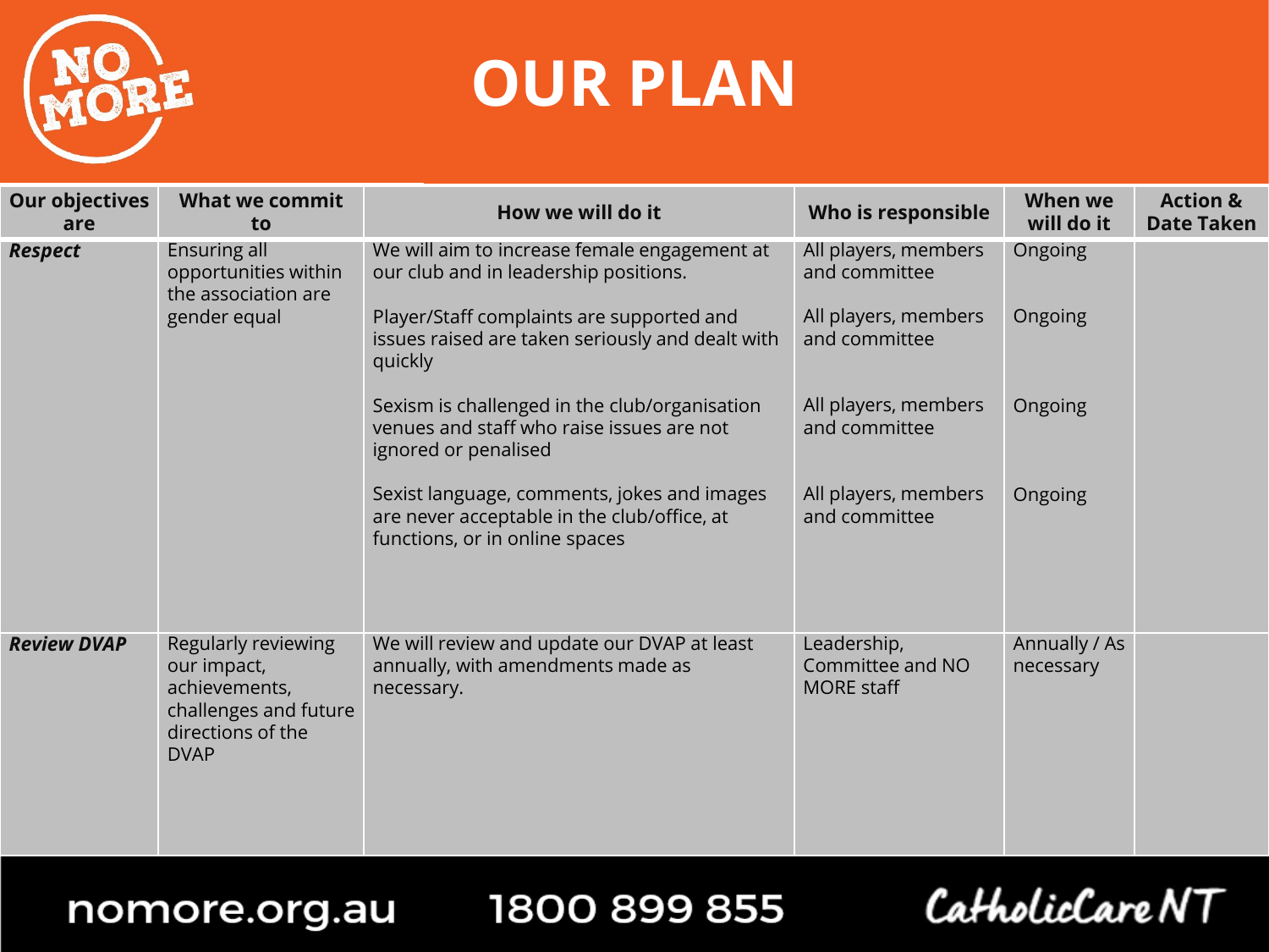# OUR PLAN

| Our objectives are | What we commit to | How we will do it | Who is responsible | When we will do it | Action & Date Taken |
| --- | --- | --- | --- | --- | --- |
| ***Respect*** | Ensuring all opportunities within the association are gender equal | We will aim to increase female engagement at our club and in leadership positions. | All players, members and committee | Ongoing | |
| | | Player/Staff complaints are supported and issues raised are taken seriously and dealt with quickly | All players, members and committee | Ongoing | |
| | | Sexism is challenged in the club/organisation venues and staff who raise issues are not ignored or penalised | All players, members and committee | Ongoing | |
| | | Sexist language, comments, jokes and images are never acceptable in the club/office, at functions, or in online spaces | All players, members and committee | Ongoing | |
| ***Review DVAP*** | Regularly reviewing our impact, achievements, challenges and future directions of the DVAP | We will review and update our DVAP at least annually, with amendments made as necessary. | Leadership, Committee and NO MORE staff | Annually / As necessary | |

nomore.org.au 1800 899 855 CatholicCare NT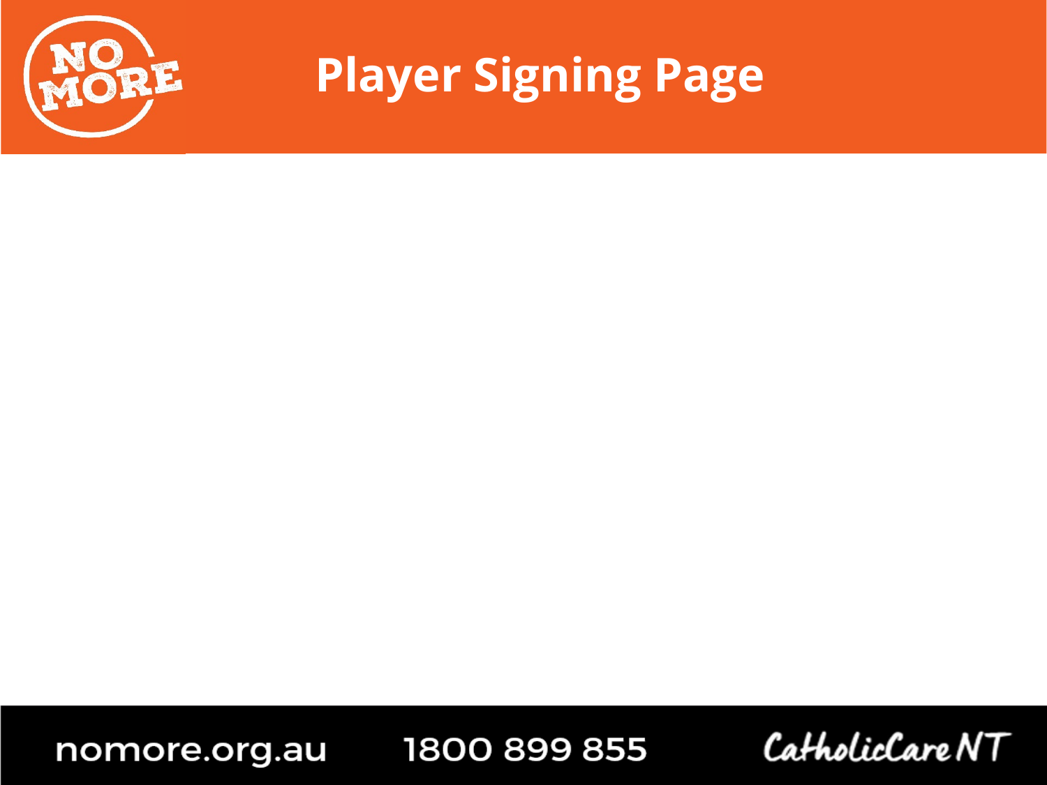# Player Signing Page

nomore.org.au 1800 899 855 CatholicCare NT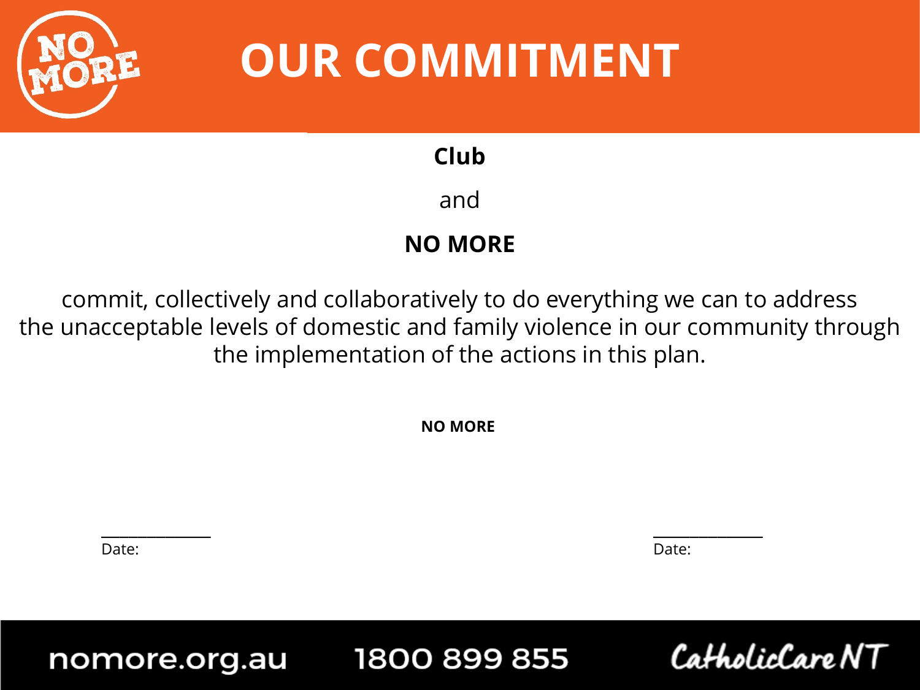# OUR COMMITMENT

**Club**

and

**NO MORE**

commit, collectively and collaboratively to do everything we can to address the unacceptable levels of domestic and family violence in our community through the implementation of the actions in this plan.

**NO MORE**

\_\_\_\_\_\_\_\_\_\_\_\_\_\_\_\_
Date:

\_\_\_\_\_\_\_\_\_\_\_\_\_\_\_\_
Date:

nomore.org.au 1800 899 855 CatholicCare NT